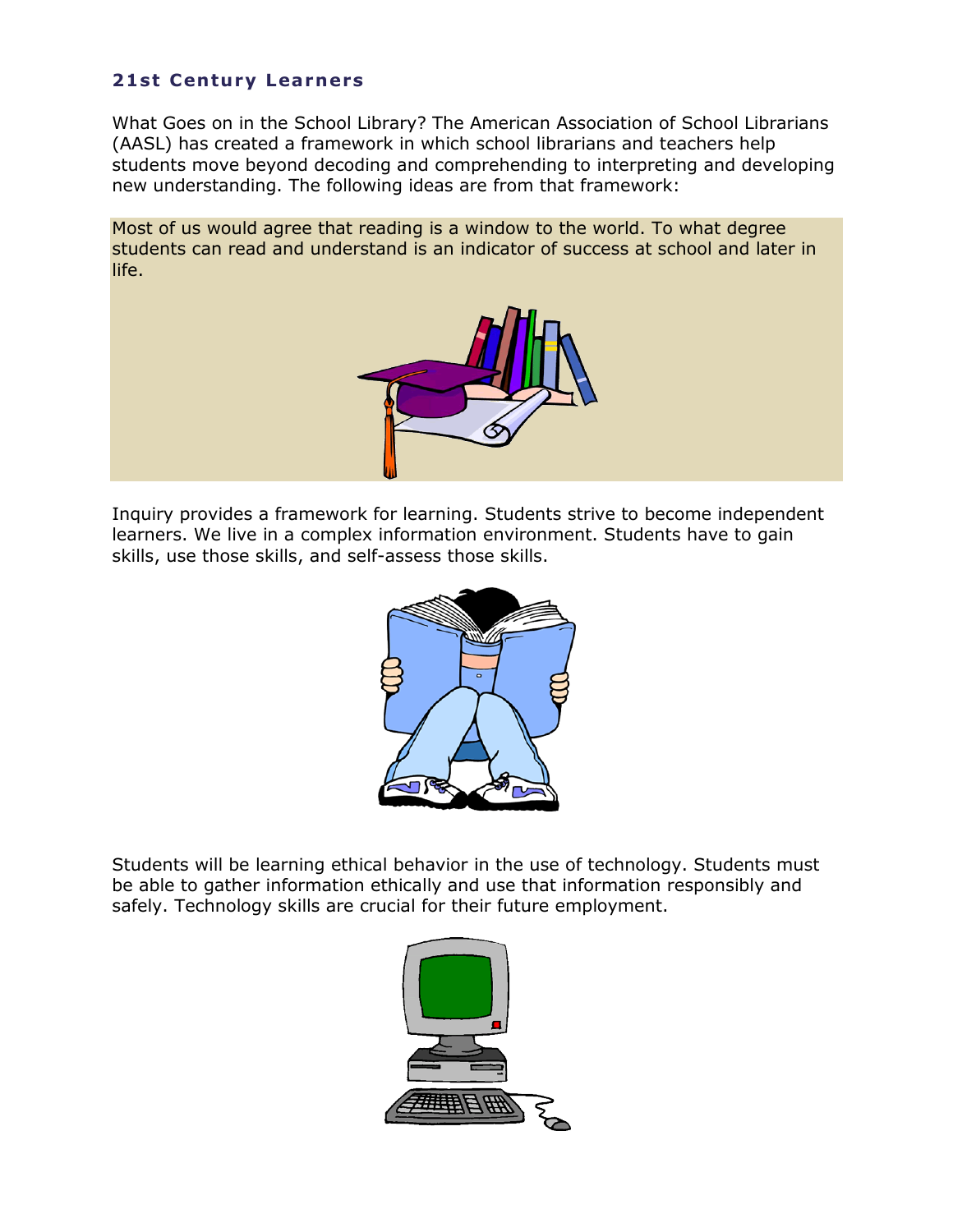## 21st Century Learners

What Goes on in the School Library? The American Association of School Librarians (AASL) has created a framework in which school librarians and teachers help students move beyond decoding and comprehending to interpreting and developing new understanding. The following ideas are from that framework:

Most of us would agree that reading is a window to the world. To what degree students can read and understand is an indicator of success at school and later in life.

Inquiry provides a framework for learning. Students strive to become independent learners. We live in a complex information environment. Students have to gain skills, use those skills, and self-assess those skills.

Students will be learning ethical behavior in the use of technology. Students must be able to gather information ethically and use that information responsibly and safely. Technology skills are crucial for their future employment.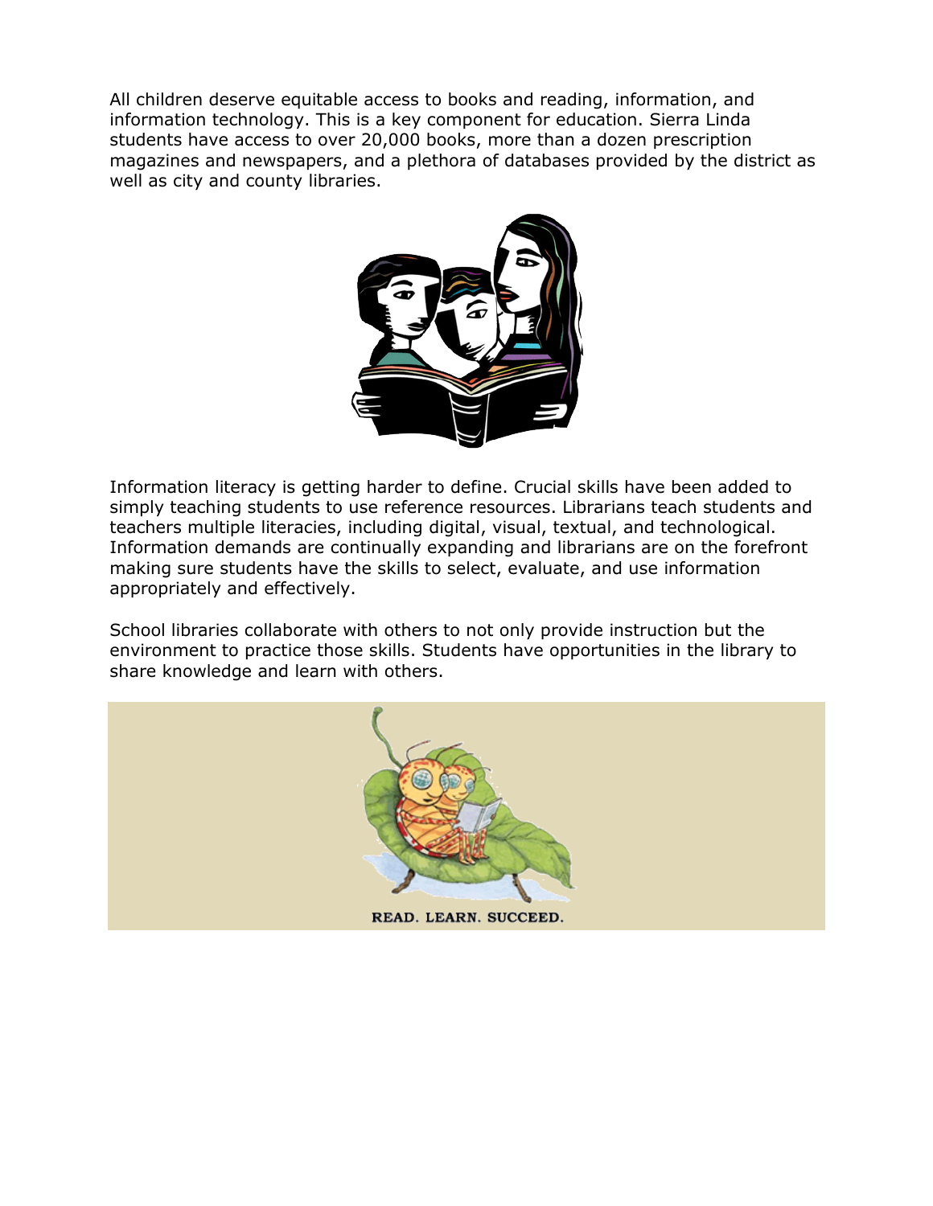All children deserve equitable access to books and reading, information, and information technology. This is a key component for education. Sierra Linda students have access to over 20,000 books, more than a dozen prescription magazines and newspapers, and a plethora of databases provided by the district as well as city and county libraries.

Information literacy is getting harder to define. Crucial skills have been added to simply teaching students to use reference resources. Librarians teach students and teachers multiple literacies, including digital, visual, textual, and technological. Information demands are continually expanding and librarians are on the forefront making sure students have the skills to select, evaluate, and use information appropriately and effectively.

School libraries collaborate with others to not only provide instruction but the environment to practice those skills. Students have opportunities in the library to share knowledge and learn with others.

READ. LEARN. SUCCEED.